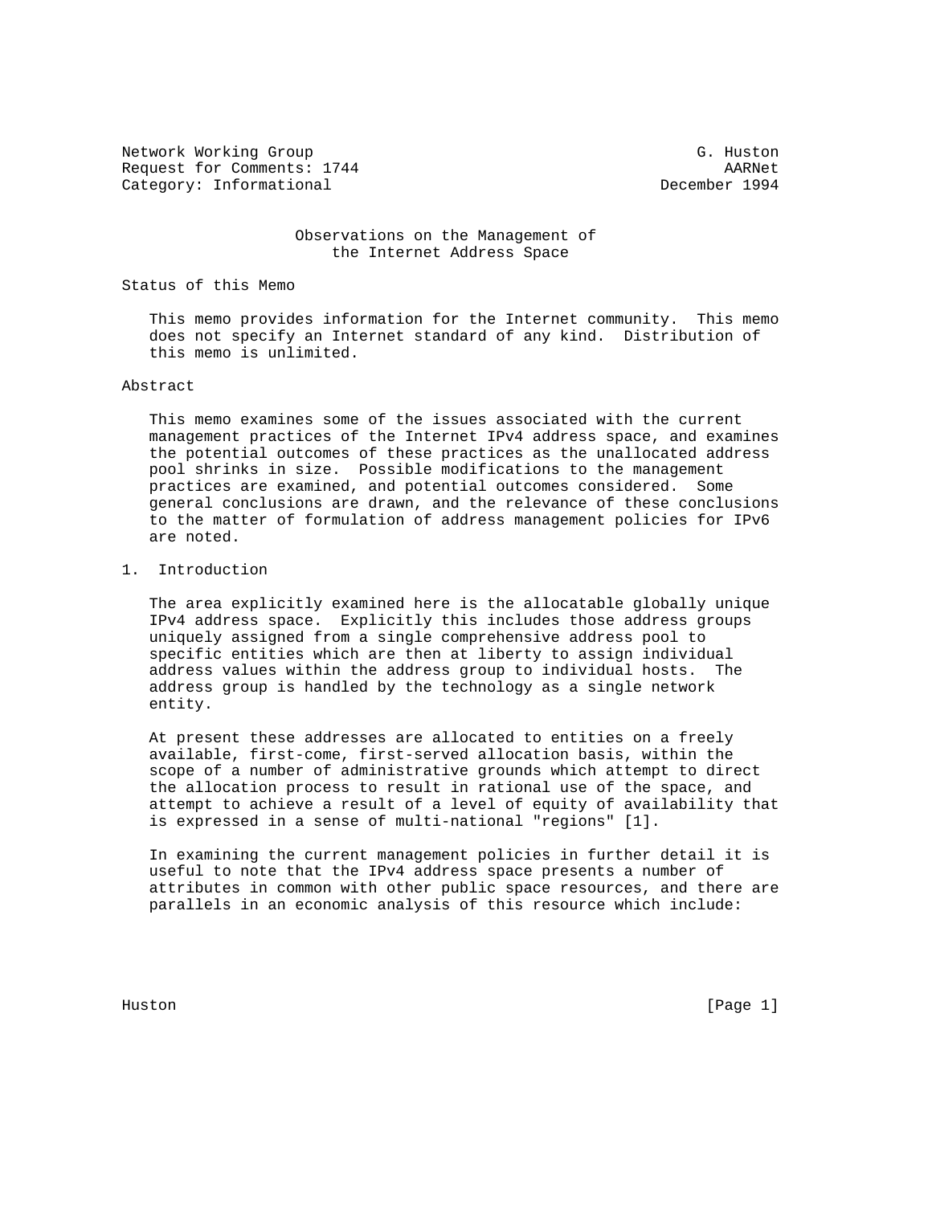Network Working Group G. Huston
Request for Comments: 1744 AARNet
Category: Informational December 1994

# Observations on the Management of the Internet Address Space

## Status of this Memo

This memo provides information for the Internet community. This memo does not specify an Internet standard of any kind. Distribution of this memo is unlimited.

## Abstract

This memo examines some of the issues associated with the current management practices of the Internet IPv4 address space, and examines the potential outcomes of these practices as the unallocated address pool shrinks in size. Possible modifications to the management practices are examined, and potential outcomes considered. Some general conclusions are drawn, and the relevance of these conclusions to the matter of formulation of address management policies for IPv6 are noted.

## 1. Introduction

The area explicitly examined here is the allocatable globally unique IPv4 address space. Explicitly this includes those address groups uniquely assigned from a single comprehensive address pool to specific entities which are then at liberty to assign individual address values within the address group to individual hosts. The address group is handled by the technology as a single network entity.

At present these addresses are allocated to entities on a freely available, first-come, first-served allocation basis, within the scope of a number of administrative grounds which attempt to direct the allocation process to result in rational use of the space, and attempt to achieve a result of a level of equity of availability that is expressed in a sense of multi-national "regions" [1].

In examining the current management policies in further detail it is useful to note that the IPv4 address space presents a number of attributes in common with other public space resources, and there are parallels in an economic analysis of this resource which include: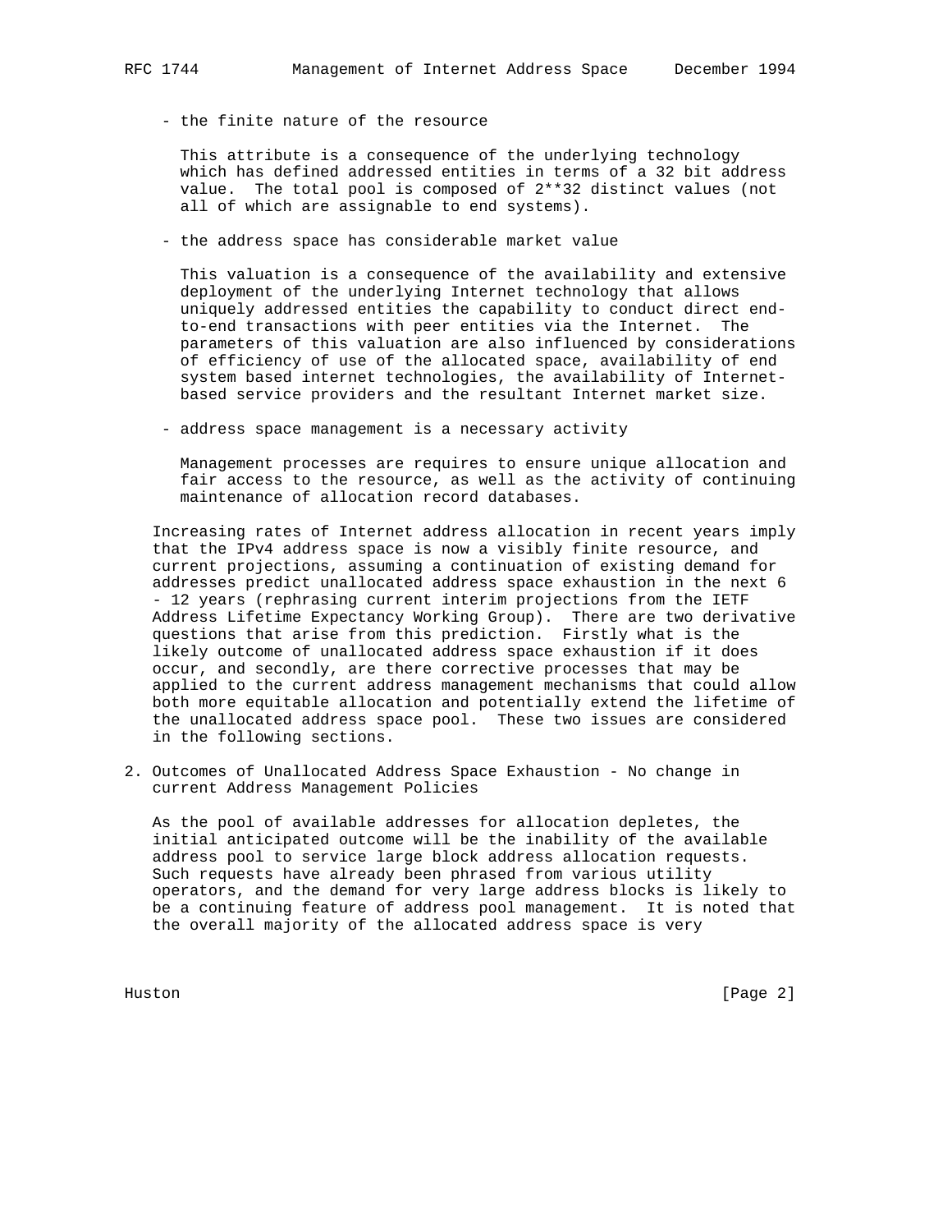- the finite nature of the resource

  This attribute is a consequence of the underlying technology which has defined addressed entities in terms of a 32 bit address value. The total pool is composed of 2**32 distinct values (not all of which are assignable to end systems).

- the address space has considerable market value

  This valuation is a consequence of the availability and extensive deployment of the underlying Internet technology that allows uniquely addressed entities the capability to conduct direct end-to-end transactions with peer entities via the Internet. The parameters of this valuation are also influenced by considerations of efficiency of use of the allocated space, availability of end system based internet technologies, the availability of Internet-based service providers and the resultant Internet market size.

- address space management is a necessary activity

  Management processes are requires to ensure unique allocation and fair access to the resource, as well as the activity of continuing maintenance of allocation record databases.

Increasing rates of Internet address allocation in recent years imply that the IPv4 address space is now a visibly finite resource, and current projections, assuming a continuation of existing demand for addresses predict unallocated address space exhaustion in the next 6 - 12 years (rephrasing current interim projections from the IETF Address Lifetime Expectancy Working Group). There are two derivative questions that arise from this prediction. Firstly what is the likely outcome of unallocated address space exhaustion if it does occur, and secondly, are there corrective processes that may be applied to the current address management mechanisms that could allow both more equitable allocation and potentially extend the lifetime of the unallocated address space pool. These two issues are considered in the following sections.

## 2. Outcomes of Unallocated Address Space Exhaustion - No change in current Address Management Policies

As the pool of available addresses for allocation depletes, the initial anticipated outcome will be the inability of the available address pool to service large block address allocation requests. Such requests have already been phrased from various utility operators, and the demand for very large address blocks is likely to be a continuing feature of address pool management. It is noted that the overall majority of the allocated address space is very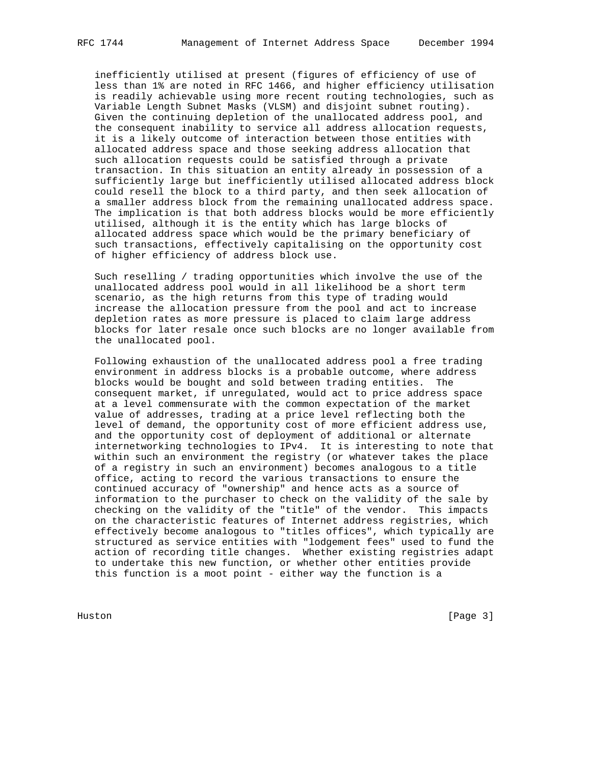inefficiently utilised at present (figures of efficiency of use of less than 1% are noted in RFC 1466, and higher efficiency utilisation is readily achievable using more recent routing technologies, such as Variable Length Subnet Masks (VLSM) and disjoint subnet routing). Given the continuing depletion of the unallocated address pool, and the consequent inability to service all address allocation requests, it is a likely outcome of interaction between those entities with allocated address space and those seeking address allocation that such allocation requests could be satisfied through a private transaction. In this situation an entity already in possession of a sufficiently large but inefficiently utilised allocated address block could resell the block to a third party, and then seek allocation of a smaller address block from the remaining unallocated address space. The implication is that both address blocks would be more efficiently utilised, although it is the entity which has large blocks of allocated address space which would be the primary beneficiary of such transactions, effectively capitalising on the opportunity cost of higher efficiency of address block use.

Such reselling / trading opportunities which involve the use of the unallocated address pool would in all likelihood be a short term scenario, as the high returns from this type of trading would increase the allocation pressure from the pool and act to increase depletion rates as more pressure is placed to claim large address blocks for later resale once such blocks are no longer available from the unallocated pool.

Following exhaustion of the unallocated address pool a free trading environment in address blocks is a probable outcome, where address blocks would be bought and sold between trading entities. The consequent market, if unregulated, would act to price address space at a level commensurate with the common expectation of the market value of addresses, trading at a price level reflecting both the level of demand, the opportunity cost of more efficient address use, and the opportunity cost of deployment of additional or alternate internetworking technologies to IPv4. It is interesting to note that within such an environment the registry (or whatever takes the place of a registry in such an environment) becomes analogous to a title office, acting to record the various transactions to ensure the continued accuracy of "ownership" and hence acts as a source of information to the purchaser to check on the validity of the sale by checking on the validity of the "title" of the vendor. This impacts on the characteristic features of Internet address registries, which effectively become analogous to "titles offices", which typically are structured as service entities with "lodgement fees" used to fund the action of recording title changes. Whether existing registries adapt to undertake this new function, or whether other entities provide this function is a moot point - either way the function is a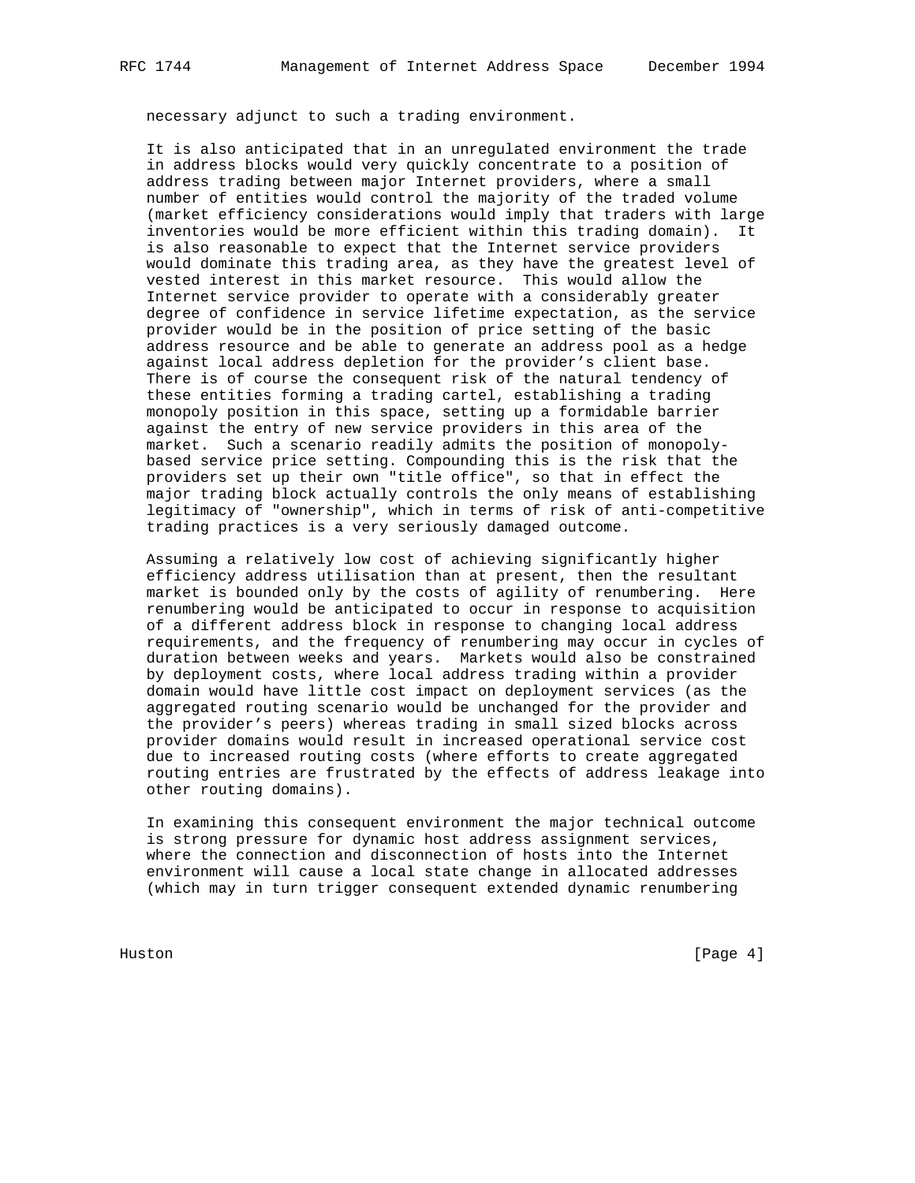necessary adjunct to such a trading environment.

It is also anticipated that in an unregulated environment the trade in address blocks would very quickly concentrate to a position of address trading between major Internet providers, where a small number of entities would control the majority of the traded volume (market efficiency considerations would imply that traders with large inventories would be more efficient within this trading domain). It is also reasonable to expect that the Internet service providers would dominate this trading area, as they have the greatest level of vested interest in this market resource. This would allow the Internet service provider to operate with a considerably greater degree of confidence in service lifetime expectation, as the service provider would be in the position of price setting of the basic address resource and be able to generate an address pool as a hedge against local address depletion for the provider's client base. There is of course the consequent risk of the natural tendency of these entities forming a trading cartel, establishing a trading monopoly position in this space, setting up a formidable barrier against the entry of new service providers in this area of the market. Such a scenario readily admits the position of monopoly-based service price setting. Compounding this is the risk that the providers set up their own "title office", so that in effect the major trading block actually controls the only means of establishing legitimacy of "ownership", which in terms of risk of anti-competitive trading practices is a very seriously damaged outcome.

Assuming a relatively low cost of achieving significantly higher efficiency address utilisation than at present, then the resultant market is bounded only by the costs of agility of renumbering. Here renumbering would be anticipated to occur in response to acquisition of a different address block in response to changing local address requirements, and the frequency of renumbering may occur in cycles of duration between weeks and years. Markets would also be constrained by deployment costs, where local address trading within a provider domain would have little cost impact on deployment services (as the aggregated routing scenario would be unchanged for the provider and the provider's peers) whereas trading in small sized blocks across provider domains would result in increased operational service cost due to increased routing costs (where efforts to create aggregated routing entries are frustrated by the effects of address leakage into other routing domains).

In examining this consequent environment the major technical outcome is strong pressure for dynamic host address assignment services, where the connection and disconnection of hosts into the Internet environment will cause a local state change in allocated addresses (which may in turn trigger consequent extended dynamic renumbering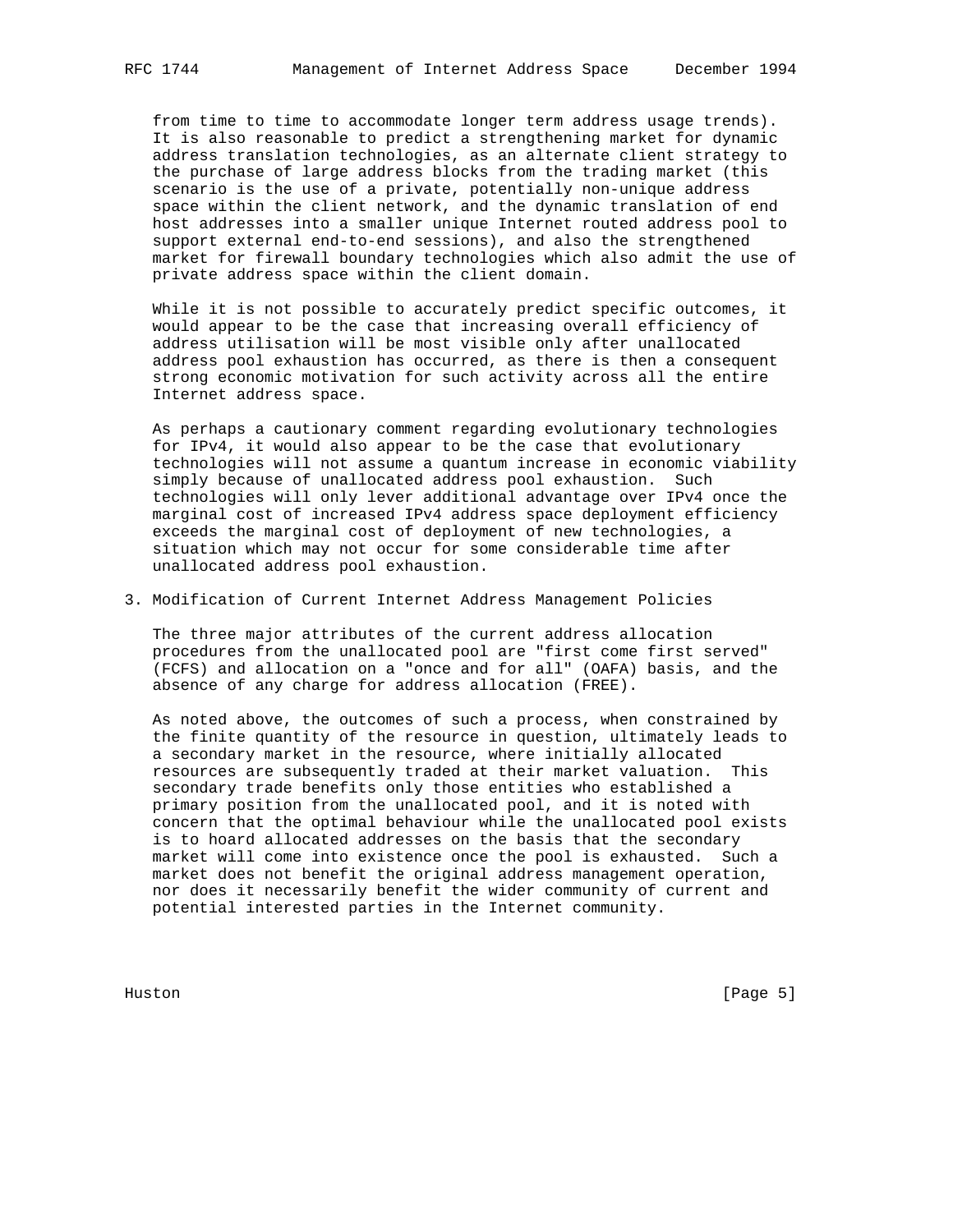from time to time to accommodate longer term address usage trends). It is also reasonable to predict a strengthening market for dynamic address translation technologies, as an alternate client strategy to the purchase of large address blocks from the trading market (this scenario is the use of a private, potentially non-unique address space within the client network, and the dynamic translation of end host addresses into a smaller unique Internet routed address pool to support external end-to-end sessions), and also the strengthened market for firewall boundary technologies which also admit the use of private address space within the client domain.

While it is not possible to accurately predict specific outcomes, it would appear to be the case that increasing overall efficiency of address utilisation will be most visible only after unallocated address pool exhaustion has occurred, as there is then a consequent strong economic motivation for such activity across all the entire Internet address space.

As perhaps a cautionary comment regarding evolutionary technologies for IPv4, it would also appear to be the case that evolutionary technologies will not assume a quantum increase in economic viability simply because of unallocated address pool exhaustion. Such technologies will only lever additional advantage over IPv4 once the marginal cost of increased IPv4 address space deployment efficiency exceeds the marginal cost of deployment of new technologies, a situation which may not occur for some considerable time after unallocated address pool exhaustion.

## 3. Modification of Current Internet Address Management Policies

The three major attributes of the current address allocation procedures from the unallocated pool are "first come first served" (FCFS) and allocation on a "once and for all" (OAFA) basis, and the absence of any charge for address allocation (FREE).

As noted above, the outcomes of such a process, when constrained by the finite quantity of the resource in question, ultimately leads to a secondary market in the resource, where initially allocated resources are subsequently traded at their market valuation. This secondary trade benefits only those entities who established a primary position from the unallocated pool, and it is noted with concern that the optimal behaviour while the unallocated pool exists is to hoard allocated addresses on the basis that the secondary market will come into existence once the pool is exhausted. Such a market does not benefit the original address management operation, nor does it necessarily benefit the wider community of current and potential interested parties in the Internet community.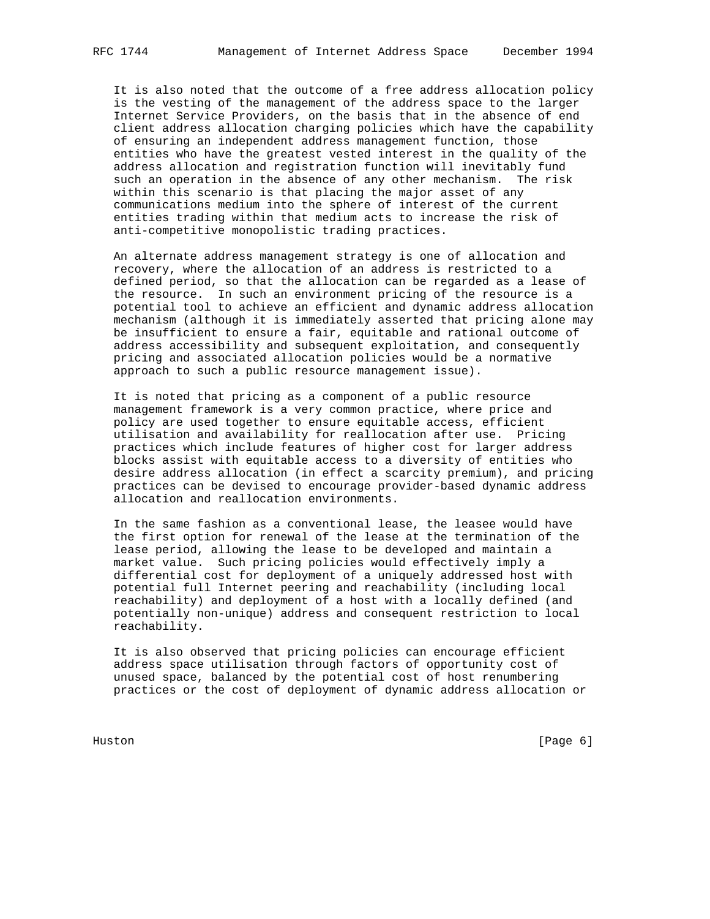It is also noted that the outcome of a free address allocation policy is the vesting of the management of the address space to the larger Internet Service Providers, on the basis that in the absence of end client address allocation charging policies which have the capability of ensuring an independent address management function, those entities who have the greatest vested interest in the quality of the address allocation and registration function will inevitably fund such an operation in the absence of any other mechanism. The risk within this scenario is that placing the major asset of any communications medium into the sphere of interest of the current entities trading within that medium acts to increase the risk of anti-competitive monopolistic trading practices.

An alternate address management strategy is one of allocation and recovery, where the allocation of an address is restricted to a defined period, so that the allocation can be regarded as a lease of the resource. In such an environment pricing of the resource is a potential tool to achieve an efficient and dynamic address allocation mechanism (although it is immediately asserted that pricing alone may be insufficient to ensure a fair, equitable and rational outcome of address accessibility and subsequent exploitation, and consequently pricing and associated allocation policies would be a normative approach to such a public resource management issue).

It is noted that pricing as a component of a public resource management framework is a very common practice, where price and policy are used together to ensure equitable access, efficient utilisation and availability for reallocation after use. Pricing practices which include features of higher cost for larger address blocks assist with equitable access to a diversity of entities who desire address allocation (in effect a scarcity premium), and pricing practices can be devised to encourage provider-based dynamic address allocation and reallocation environments.

In the same fashion as a conventional lease, the leasee would have the first option for renewal of the lease at the termination of the lease period, allowing the lease to be developed and maintain a market value. Such pricing policies would effectively imply a differential cost for deployment of a uniquely addressed host with potential full Internet peering and reachability (including local reachability) and deployment of a host with a locally defined (and potentially non-unique) address and consequent restriction to local reachability.

It is also observed that pricing policies can encourage efficient address space utilisation through factors of opportunity cost of unused space, balanced by the potential cost of host renumbering practices or the cost of deployment of dynamic address allocation or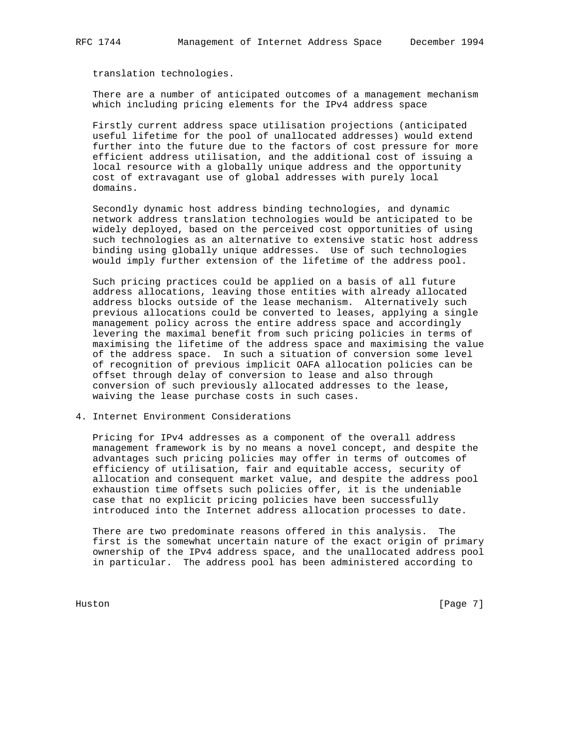translation technologies.

There are a number of anticipated outcomes of a management mechanism which including pricing elements for the IPv4 address space

Firstly current address space utilisation projections (anticipated useful lifetime for the pool of unallocated addresses) would extend further into the future due to the factors of cost pressure for more efficient address utilisation, and the additional cost of issuing a local resource with a globally unique address and the opportunity cost of extravagant use of global addresses with purely local domains.

Secondly dynamic host address binding technologies, and dynamic network address translation technologies would be anticipated to be widely deployed, based on the perceived cost opportunities of using such technologies as an alternative to extensive static host address binding using globally unique addresses. Use of such technologies would imply further extension of the lifetime of the address pool.

Such pricing practices could be applied on a basis of all future address allocations, leaving those entities with already allocated address blocks outside of the lease mechanism. Alternatively such previous allocations could be converted to leases, applying a single management policy across the entire address space and accordingly levering the maximal benefit from such pricing policies in terms of maximising the lifetime of the address space and maximising the value of the address space. In such a situation of conversion some level of recognition of previous implicit OAFA allocation policies can be offset through delay of conversion to lease and also through conversion of such previously allocated addresses to the lease, waiving the lease purchase costs in such cases.

## 4. Internet Environment Considerations

Pricing for IPv4 addresses as a component of the overall address management framework is by no means a novel concept, and despite the advantages such pricing policies may offer in terms of outcomes of efficiency of utilisation, fair and equitable access, security of allocation and consequent market value, and despite the address pool exhaustion time offsets such policies offer, it is the undeniable case that no explicit pricing policies have been successfully introduced into the Internet address allocation processes to date.

There are two predominate reasons offered in this analysis. The first is the somewhat uncertain nature of the exact origin of primary ownership of the IPv4 address space, and the unallocated address pool in particular. The address pool has been administered according to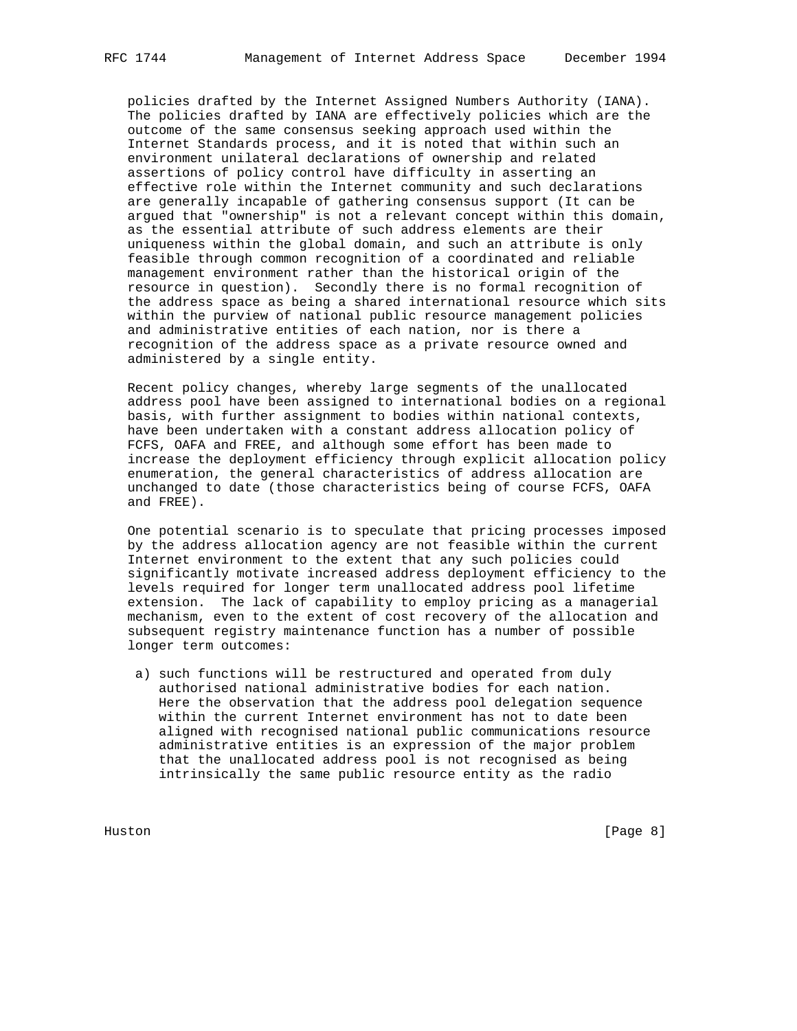policies drafted by the Internet Assigned Numbers Authority (IANA). The policies drafted by IANA are effectively policies which are the outcome of the same consensus seeking approach used within the Internet Standards process, and it is noted that within such an environment unilateral declarations of ownership and related assertions of policy control have difficulty in asserting an effective role within the Internet community and such declarations are generally incapable of gathering consensus support (It can be argued that "ownership" is not a relevant concept within this domain, as the essential attribute of such address elements are their uniqueness within the global domain, and such an attribute is only feasible through common recognition of a coordinated and reliable management environment rather than the historical origin of the resource in question). Secondly there is no formal recognition of the address space as being a shared international resource which sits within the purview of national public resource management policies and administrative entities of each nation, nor is there a recognition of the address space as a private resource owned and administered by a single entity.

Recent policy changes, whereby large segments of the unallocated address pool have been assigned to international bodies on a regional basis, with further assignment to bodies within national contexts, have been undertaken with a constant address allocation policy of FCFS, OAFA and FREE, and although some effort has been made to increase the deployment efficiency through explicit allocation policy enumeration, the general characteristics of address allocation are unchanged to date (those characteristics being of course FCFS, OAFA and FREE).

One potential scenario is to speculate that pricing processes imposed by the address allocation agency are not feasible within the current Internet environment to the extent that any such policies could significantly motivate increased address deployment efficiency to the levels required for longer term unallocated address pool lifetime extension. The lack of capability to employ pricing as a managerial mechanism, even to the extent of cost recovery of the allocation and subsequent registry maintenance function has a number of possible longer term outcomes:

a) such functions will be restructured and operated from duly authorised national administrative bodies for each nation. Here the observation that the address pool delegation sequence within the current Internet environment has not to date been aligned with recognised national public communications resource administrative entities is an expression of the major problem that the unallocated address pool is not recognised as being intrinsically the same public resource entity as the radio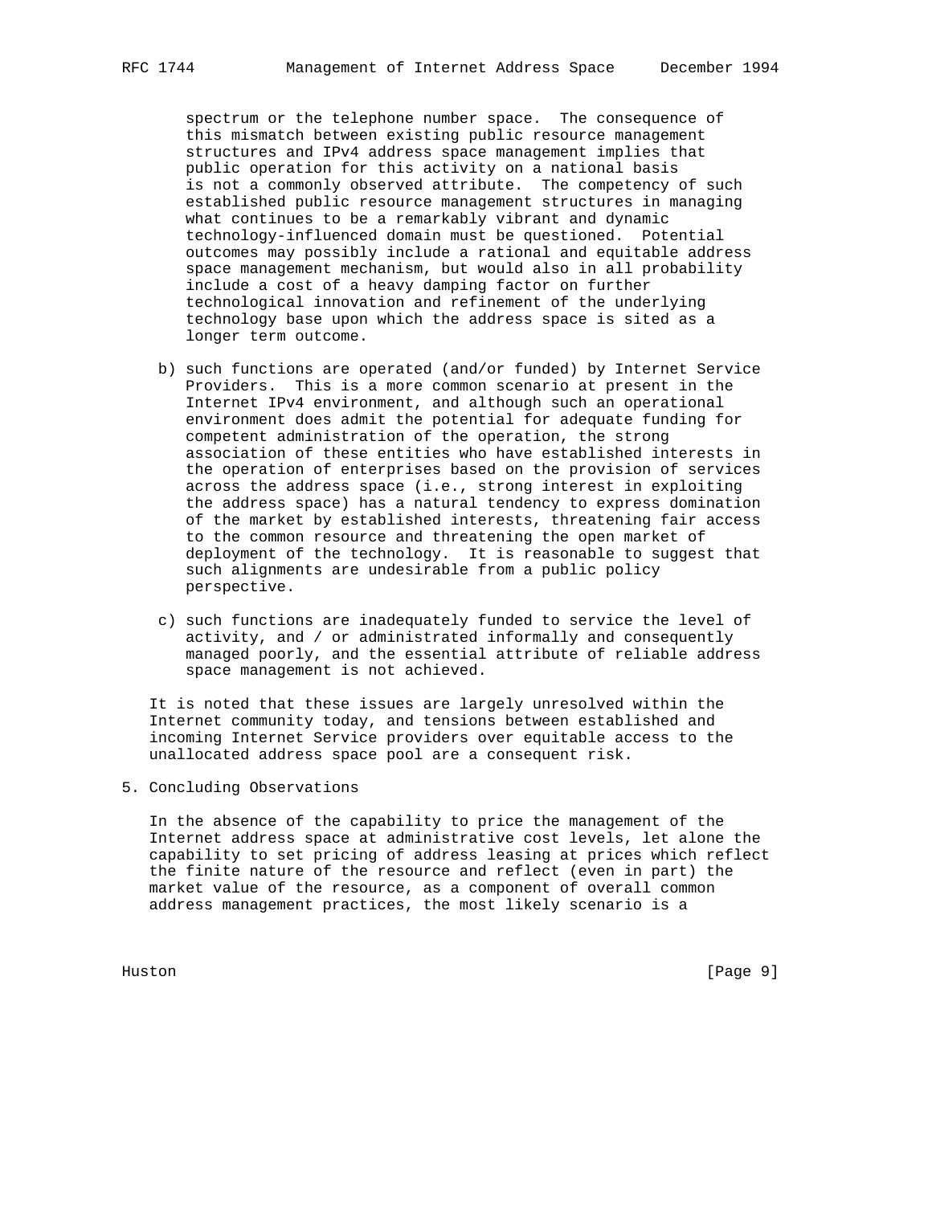spectrum or the telephone number space. The consequence of this mismatch between existing public resource management structures and IPv4 address space management implies that public operation for this activity on a national basis is not a commonly observed attribute. The competency of such established public resource management structures in managing what continues to be a remarkably vibrant and dynamic technology-influenced domain must be questioned. Potential outcomes may possibly include a rational and equitable address space management mechanism, but would also in all probability include a cost of a heavy damping factor on further technological innovation and refinement of the underlying technology base upon which the address space is sited as a longer term outcome.

b) such functions are operated (and/or funded) by Internet Service Providers. This is a more common scenario at present in the Internet IPv4 environment, and although such an operational environment does admit the potential for adequate funding for competent administration of the operation, the strong association of these entities who have established interests in the operation of enterprises based on the provision of services across the address space (i.e., strong interest in exploiting the address space) has a natural tendency to express domination of the market by established interests, threatening fair access to the common resource and threatening the open market of deployment of the technology. It is reasonable to suggest that such alignments are undesirable from a public policy perspective.

c) such functions are inadequately funded to service the level of activity, and / or administrated informally and consequently managed poorly, and the essential attribute of reliable address space management is not achieved.

It is noted that these issues are largely unresolved within the Internet community today, and tensions between established and incoming Internet Service providers over equitable access to the unallocated address space pool are a consequent risk.

## 5. Concluding Observations

In the absence of the capability to price the management of the Internet address space at administrative cost levels, let alone the capability to set pricing of address leasing at prices which reflect the finite nature of the resource and reflect (even in part) the market value of the resource, as a component of overall common address management practices, the most likely scenario is a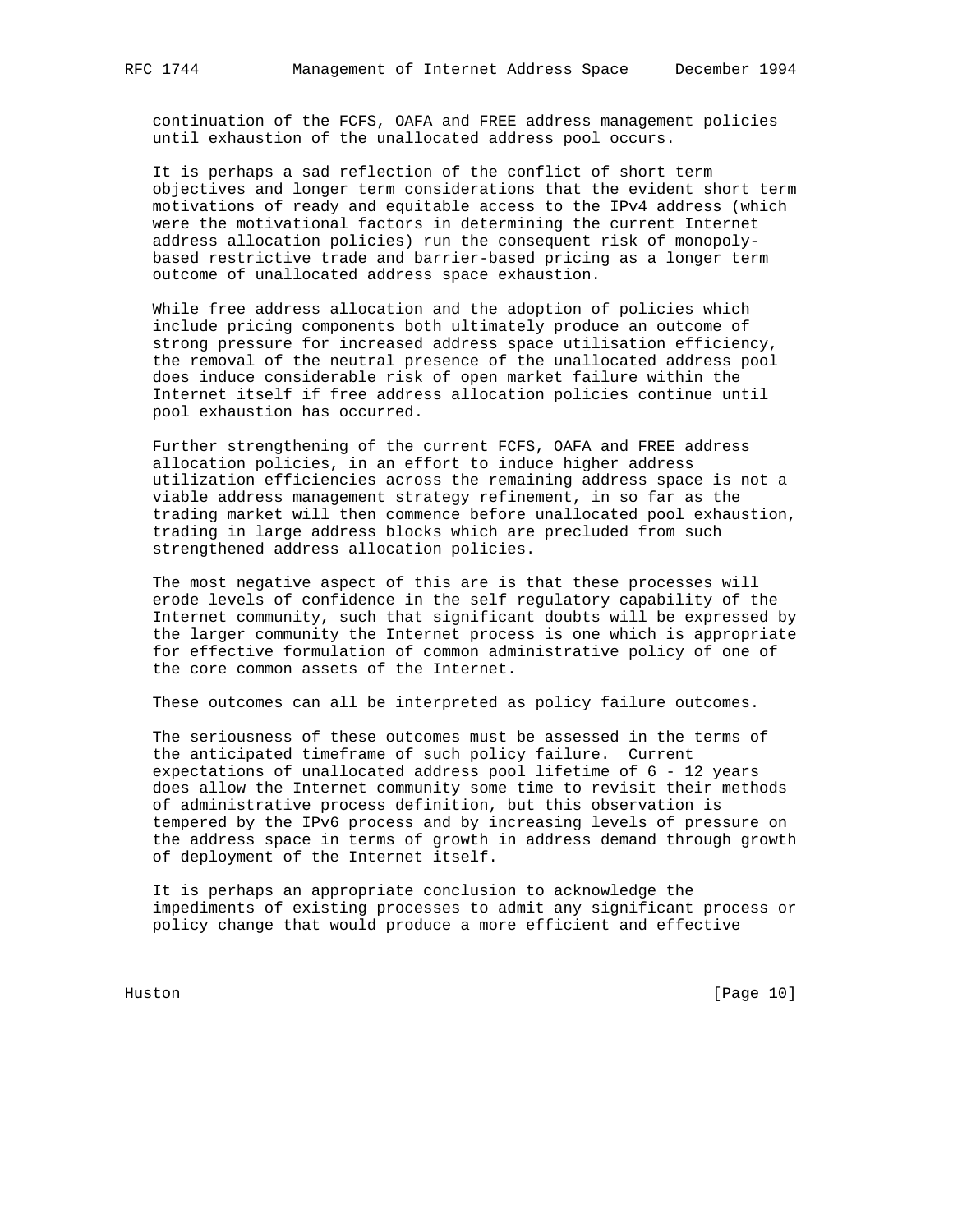continuation of the FCFS, OAFA and FREE address management policies until exhaustion of the unallocated address pool occurs.

It is perhaps a sad reflection of the conflict of short term objectives and longer term considerations that the evident short term motivations of ready and equitable access to the IPv4 address (which were the motivational factors in determining the current Internet address allocation policies) run the consequent risk of monopoly-based restrictive trade and barrier-based pricing as a longer term outcome of unallocated address space exhaustion.

While free address allocation and the adoption of policies which include pricing components both ultimately produce an outcome of strong pressure for increased address space utilisation efficiency, the removal of the neutral presence of the unallocated address pool does induce considerable risk of open market failure within the Internet itself if free address allocation policies continue until pool exhaustion has occurred.

Further strengthening of the current FCFS, OAFA and FREE address allocation policies, in an effort to induce higher address utilization efficiencies across the remaining address space is not a viable address management strategy refinement, in so far as the trading market will then commence before unallocated pool exhaustion, trading in large address blocks which are precluded from such strengthened address allocation policies.

The most negative aspect of this are is that these processes will erode levels of confidence in the self regulatory capability of the Internet community, such that significant doubts will be expressed by the larger community the Internet process is one which is appropriate for effective formulation of common administrative policy of one of the core common assets of the Internet.

These outcomes can all be interpreted as policy failure outcomes.

The seriousness of these outcomes must be assessed in the terms of the anticipated timeframe of such policy failure. Current expectations of unallocated address pool lifetime of 6 - 12 years does allow the Internet community some time to revisit their methods of administrative process definition, but this observation is tempered by the IPv6 process and by increasing levels of pressure on the address space in terms of growth in address demand through growth of deployment of the Internet itself.

It is perhaps an appropriate conclusion to acknowledge the impediments of existing processes to admit any significant process or policy change that would produce a more efficient and effective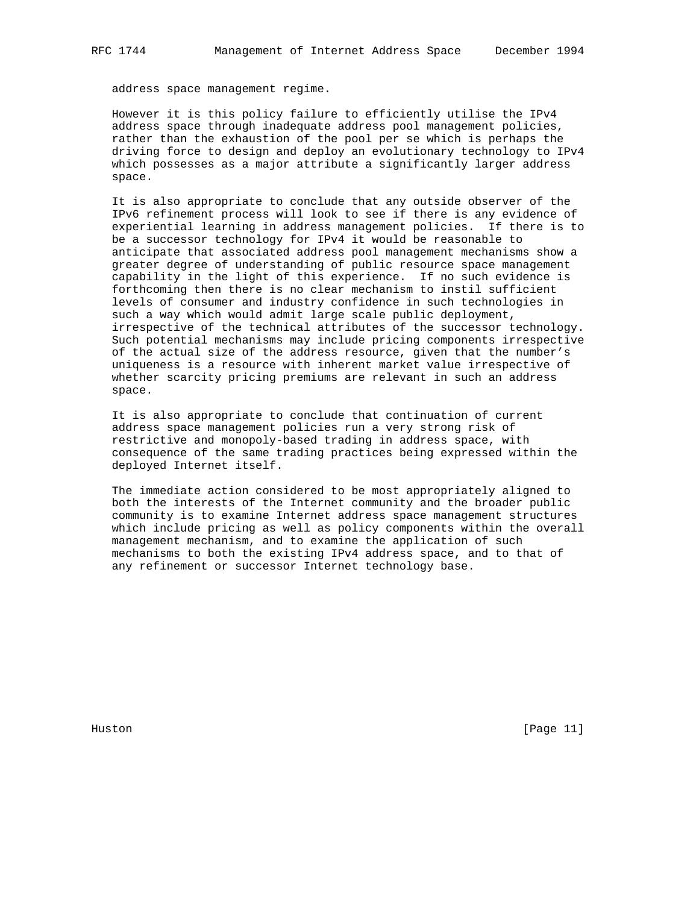address space management regime.

However it is this policy failure to efficiently utilise the IPv4 address space through inadequate address pool management policies, rather than the exhaustion of the pool per se which is perhaps the driving force to design and deploy an evolutionary technology to IPv4 which possesses as a major attribute a significantly larger address space.

It is also appropriate to conclude that any outside observer of the IPv6 refinement process will look to see if there is any evidence of experiential learning in address management policies. If there is to be a successor technology for IPv4 it would be reasonable to anticipate that associated address pool management mechanisms show a greater degree of understanding of public resource space management capability in the light of this experience. If no such evidence is forthcoming then there is no clear mechanism to instil sufficient levels of consumer and industry confidence in such technologies in such a way which would admit large scale public deployment, irrespective of the technical attributes of the successor technology. Such potential mechanisms may include pricing components irrespective of the actual size of the address resource, given that the number's uniqueness is a resource with inherent market value irrespective of whether scarcity pricing premiums are relevant in such an address space.

It is also appropriate to conclude that continuation of current address space management policies run a very strong risk of restrictive and monopoly-based trading in address space, with consequence of the same trading practices being expressed within the deployed Internet itself.

The immediate action considered to be most appropriately aligned to both the interests of the Internet community and the broader public community is to examine Internet address space management structures which include pricing as well as policy components within the overall management mechanism, and to examine the application of such mechanisms to both the existing IPv4 address space, and to that of any refinement or successor Internet technology base.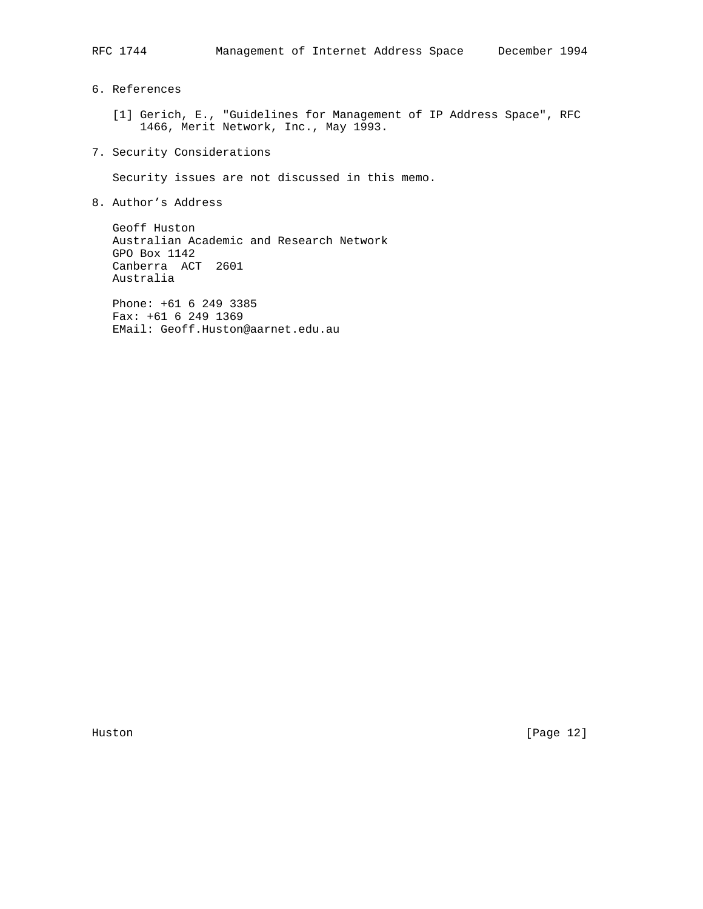## 6. References

[1] Gerich, E., "Guidelines for Management of IP Address Space", RFC 1466, Merit Network, Inc., May 1993.

## 7. Security Considerations

Security issues are not discussed in this memo.

## 8. Author's Address

Geoff Huston
Australian Academic and Research Network
GPO Box 1142
Canberra ACT 2601
Australia

Phone: +61 6 249 3385
Fax: +61 6 249 1369
EMail: Geoff.Huston@aarnet.edu.au